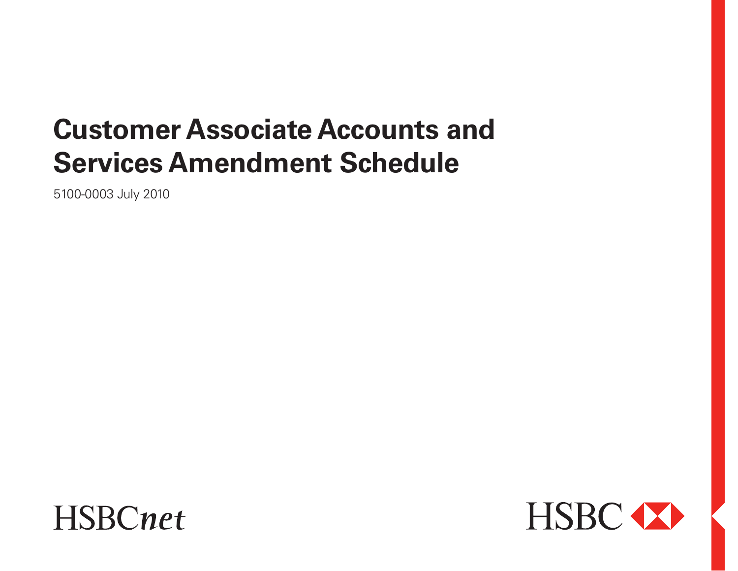# Customer Associate Accounts and Services Amendment Schedule

5100-0003 July 2010

HSBC*net*

HSBC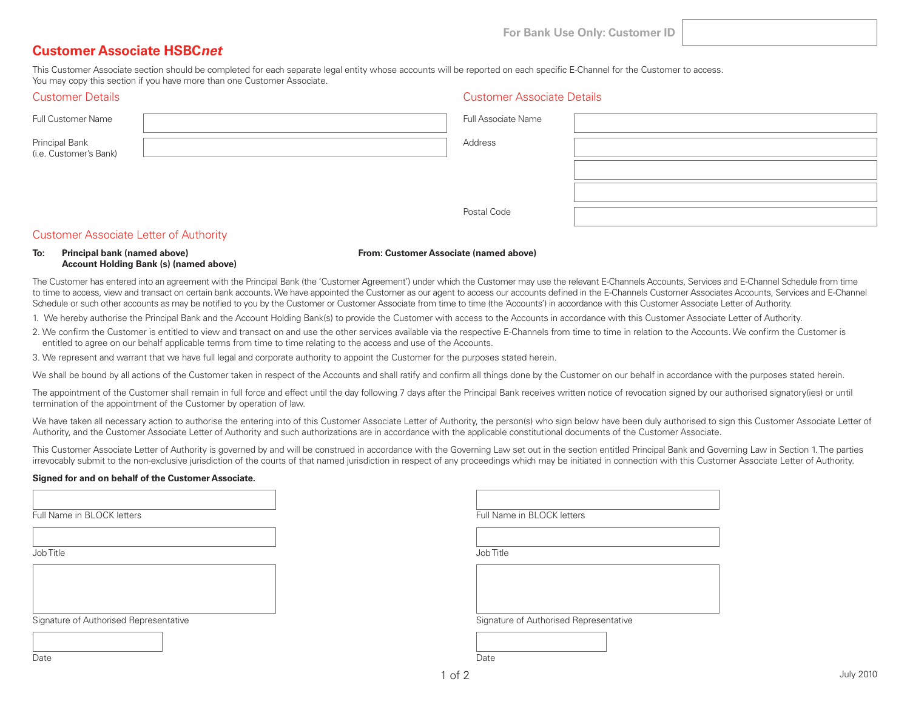For Bank Use Only: Customer ID

# Customer Associate HSBC*net*

This Customer Associate section should be completed for each separate legal entity whose accounts will be reported on each specific E-Channel for the Customer to access.
You may copy this section if you have more than one Customer Associate.

## Customer Details

Full Customer Name

Principal Bank
(i.e. Customer's Bank)

## Customer Associate Details

Full Associate Name

Address

Postal Code

## Customer Associate Letter of Authority

**To: Principal bank (named above)**
**Account Holding Bank (s) (named above)**

**From: Customer Associate (named above)**

The Customer has entered into an agreement with the Principal Bank (the 'Customer Agreement') under which the Customer may use the relevant E-Channels Accounts, Services and E-Channel Schedule from time to time to access, view and transact on certain bank accounts. We have appointed the Customer as our agent to access our accounts defined in the E-Channels Customer Associates Accounts, Services and E-Channel Schedule or such other accounts as may be notified to you by the Customer or Customer Associate from time to time (the 'Accounts') in accordance with this Customer Associate Letter of Authority.

1. We hereby authorise the Principal Bank and the Account Holding Bank(s) to provide the Customer with access to the Accounts in accordance with this Customer Associate Letter of Authority.
2. We confirm the Customer is entitled to view and transact on and use the other services available via the respective E-Channels from time to time in relation to the Accounts. We confirm the Customer is entitled to agree on our behalf applicable terms from time to time relating to the access and use of the Accounts.
3. We represent and warrant that we have full legal and corporate authority to appoint the Customer for the purposes stated herein.

We shall be bound by all actions of the Customer taken in respect of the Accounts and shall ratify and confirm all things done by the Customer on our behalf in accordance with the purposes stated herein.

The appointment of the Customer shall remain in full force and effect until the day following 7 days after the Principal Bank receives written notice of revocation signed by our authorised signatory(ies) or until termination of the appointment of the Customer by operation of law.

We have taken all necessary action to authorise the entering into of this Customer Associate Letter of Authority, the person(s) who sign below have been duly authorised to sign this Customer Associate Letter of Authority, and the Customer Associate Letter of Authority and such authorizations are in accordance with the applicable constitutional documents of the Customer Associate.

This Customer Associate Letter of Authority is governed by and will be construed in accordance with the Governing Law set out in the section entitled Principal Bank and Governing Law in Section 1. The parties irrevocably submit to the non-exclusive jurisdiction of the courts of that named jurisdiction in respect of any proceedings which may be initiated in connection with this Customer Associate Letter of Authority.

**Signed for and on behalf of the Customer Associate.**

Full Name in BLOCK letters

Job Title

Signature of Authorised Representative

Date

Full Name in BLOCK letters

Job Title

Signature of Authorised Representative

Date

July 2010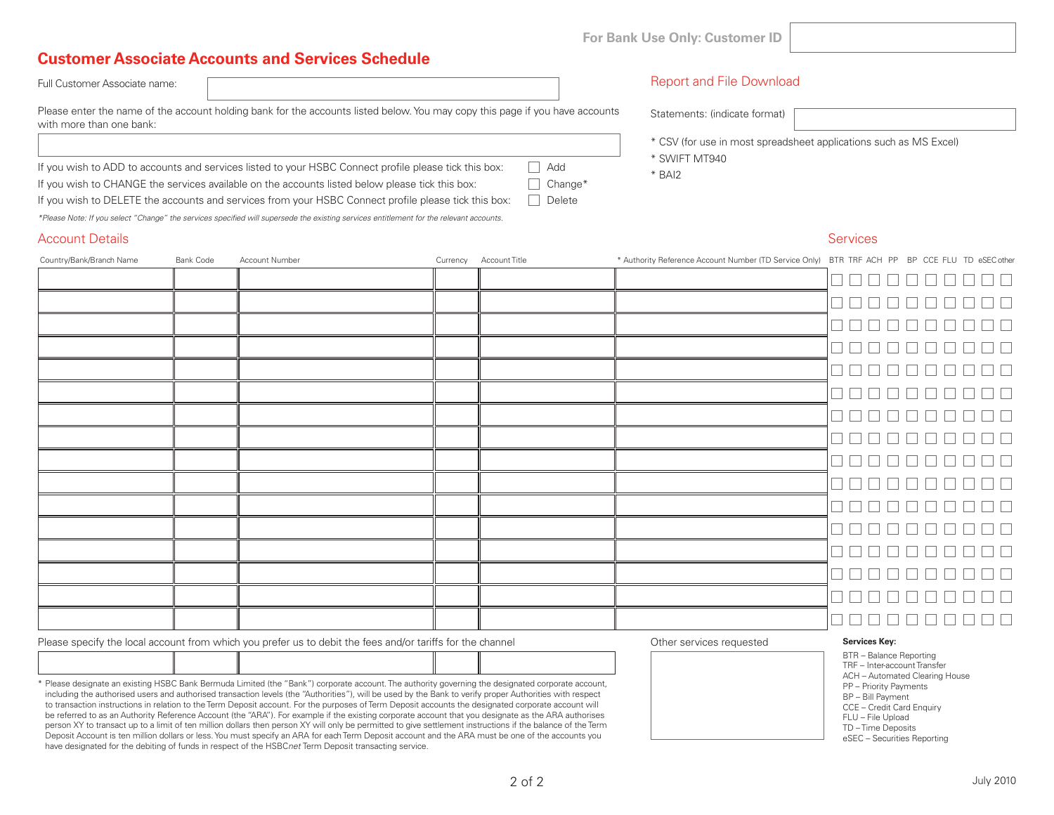For Bank Use Only: Customer ID

# Customer Associate Accounts and Services Schedule

Full Customer Associate name:

Please enter the name of the account holding bank for the accounts listed below. You may copy this page if you have accounts with more than one bank:

If you wish to ADD to accounts and services listed to your HSBC Connect profile please tick this box: ☐ Add

If you wish to CHANGE the services available on the accounts listed below please tick this box: ☐ Change*

If you wish to DELETE the accounts and services from your HSBC Connect profile please tick this box: ☐ Delete

*Please Note: If you select "Change" the services specified will supersede the existing services entitlement for the relevant accounts.*

## Report and File Download

Statements: (indicate format)

* CSV (for use in most spreadsheet applications such as MS Excel)
* SWIFT MT940
* BAI2

## Account Details

| Country/Bank/Branch Name | Bank Code | Account Number | Currency | Account Title | * Authority Reference Account Number (TD Service Only) | BTR | TRF | ACH | PP | BP | CCE | FLU | TD | eSEC | other |
|---|---|---|---|---|---|---|---|---|---|---|---|---|---|---|---|
| | | | | | | ☐ | ☐ | ☐ | ☐ | ☐ | ☐ | ☐ | ☐ | ☐ | ☐ |
| | | | | | | ☐ | ☐ | ☐ | ☐ | ☐ | ☐ | ☐ | ☐ | ☐ | ☐ |
| | | | | | | ☐ | ☐ | ☐ | ☐ | ☐ | ☐ | ☐ | ☐ | ☐ | ☐ |
| | | | | | | ☐ | ☐ | ☐ | ☐ | ☐ | ☐ | ☐ | ☐ | ☐ | ☐ |
| | | | | | | ☐ | ☐ | ☐ | ☐ | ☐ | ☐ | ☐ | ☐ | ☐ | ☐ |
| | | | | | | ☐ | ☐ | ☐ | ☐ | ☐ | ☐ | ☐ | ☐ | ☐ | ☐ |
| | | | | | | ☐ | ☐ | ☐ | ☐ | ☐ | ☐ | ☐ | ☐ | ☐ | ☐ |
| | | | | | | ☐ | ☐ | ☐ | ☐ | ☐ | ☐ | ☐ | ☐ | ☐ | ☐ |
| | | | | | | ☐ | ☐ | ☐ | ☐ | ☐ | ☐ | ☐ | ☐ | ☐ | ☐ |
| | | | | | | ☐ | ☐ | ☐ | ☐ | ☐ | ☐ | ☐ | ☐ | ☐ | ☐ |
| | | | | | | ☐ | ☐ | ☐ | ☐ | ☐ | ☐ | ☐ | ☐ | ☐ | ☐ |
| | | | | | | ☐ | ☐ | ☐ | ☐ | ☐ | ☐ | ☐ | ☐ | ☐ | ☐ |
| | | | | | | ☐ | ☐ | ☐ | ☐ | ☐ | ☐ | ☐ | ☐ | ☐ | ☐ |
| | | | | | | ☐ | ☐ | ☐ | ☐ | ☐ | ☐ | ☐ | ☐ | ☐ | ☐ |
| | | | | | | ☐ | ☐ | ☐ | ☐ | ☐ | ☐ | ☐ | ☐ | ☐ | ☐ |
| | | | | | | ☐ | ☐ | ☐ | ☐ | ☐ | ☐ | ☐ | ☐ | ☐ | ☐ |

Please specify the local account from which you prefer us to debit the fees and/or tariffs for the channel

| | | | | |
|---|---|---|---|---|
| | | | | |

* Please designate an existing HSBC Bank Bermuda Limited (the "Bank") corporate account. The authority governing the designated corporate account, including the authorised users and authorised transaction levels (the "Authorities"), will be used by the Bank to verify proper Authorities with respect to transaction instructions in relation to the Term Deposit account. For the purposes of Term Deposit accounts the designated corporate account will be referred to as an Authority Reference Account (the "ARA"). For example if the existing corporate account that you designate as the ARA authorises person XY to transact up to a limit of ten million dollars then person XY will only be permitted to give settlement instructions if the balance of the Term Deposit Account is ten million dollars or less. You must specify an ARA for each Term Deposit account and the ARA must be one of the accounts you have designated for the debiting of funds in respect of the HSBC*net* Term Deposit transacting service.

Other services requested

**Services Key:**

BTR – Balance Reporting
TRF – Inter-account Transfer
ACH – Automated Clearing House
PP – Priority Payments
BP – Bill Payment
CCE – Credit Card Enquiry
FLU – File Upload
TD – Time Deposits
eSEC – Securities Reporting

July 2010